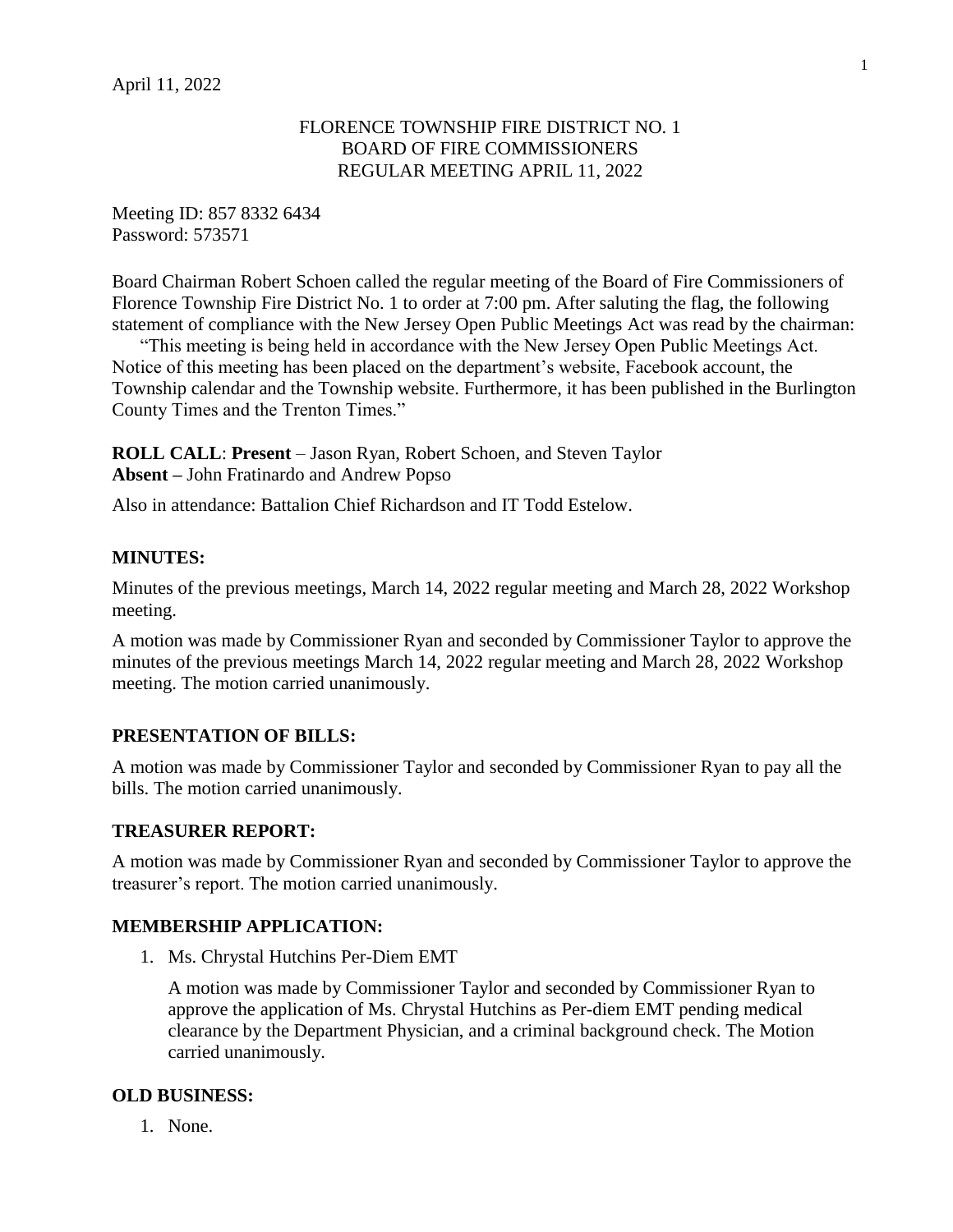April 11, 2022

FLORENCE TOWNSHIP FIRE DISTRICT NO. 1
BOARD OF FIRE COMMISSIONERS
REGULAR MEETING APRIL 11, 2022

Meeting ID: 857 8332 6434
Password: 573571

Board Chairman Robert Schoen called the regular meeting of the Board of Fire Commissioners of Florence Township Fire District No. 1 to order at 7:00 pm. After saluting the flag, the following statement of compliance with the New Jersey Open Public Meetings Act was read by the chairman:

"This meeting is being held in accordance with the New Jersey Open Public Meetings Act. Notice of this meeting has been placed on the department's website, Facebook account, the Township calendar and the Township website. Furthermore, it has been published in the Burlington County Times and the Trenton Times."

**ROLL CALL**: **Present** – Jason Ryan, Robert Schoen, and Steven Taylor
**Absent –** John Fratinardo and Andrew Popso

Also in attendance: Battalion Chief Richardson and IT Todd Estelow.

### MINUTES:

Minutes of the previous meetings, March 14, 2022 regular meeting and March 28, 2022 Workshop meeting.

A motion was made by Commissioner Ryan and seconded by Commissioner Taylor to approve the minutes of the previous meetings March 14, 2022 regular meeting and March 28, 2022 Workshop meeting. The motion carried unanimously.

### PRESENTATION OF BILLS:

A motion was made by Commissioner Taylor and seconded by Commissioner Ryan to pay all the bills. The motion carried unanimously.

### TREASURER REPORT:

A motion was made by Commissioner Ryan and seconded by Commissioner Taylor to approve the treasurer's report. The motion carried unanimously.

### MEMBERSHIP APPLICATION:

1. Ms. Chrystal Hutchins Per-Diem EMT

   A motion was made by Commissioner Taylor and seconded by Commissioner Ryan to approve the application of Ms. Chrystal Hutchins as Per-diem EMT pending medical clearance by the Department Physician, and a criminal background check. The Motion carried unanimously.

### OLD BUSINESS:

1. None.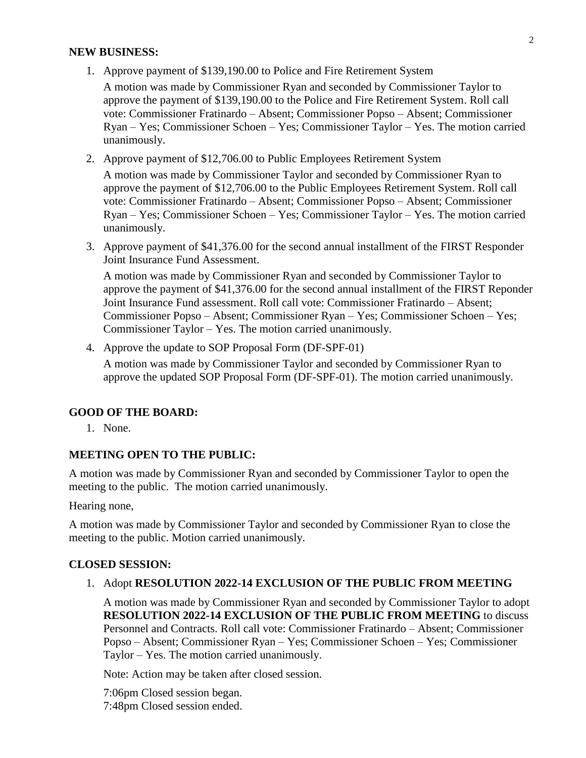**NEW BUSINESS:**

1. Approve payment of $139,190.00 to Police and Fire Retirement System

   A motion was made by Commissioner Ryan and seconded by Commissioner Taylor to approve the payment of $139,190.00 to the Police and Fire Retirement System. Roll call vote: Commissioner Fratinardo – Absent; Commissioner Popso – Absent; Commissioner Ryan – Yes; Commissioner Schoen – Yes; Commissioner Taylor – Yes. The motion carried unanimously.

2. Approve payment of $12,706.00 to Public Employees Retirement System

   A motion was made by Commissioner Taylor and seconded by Commissioner Ryan to approve the payment of $12,706.00 to the Public Employees Retirement System. Roll call vote: Commissioner Fratinardo – Absent; Commissioner Popso – Absent; Commissioner Ryan – Yes; Commissioner Schoen – Yes; Commissioner Taylor – Yes. The motion carried unanimously.

3. Approve payment of $41,376.00 for the second annual installment of the FIRST Responder Joint Insurance Fund Assessment.

   A motion was made by Commissioner Ryan and seconded by Commissioner Taylor to approve the payment of $41,376.00 for the second annual installment of the FIRST Reponder Joint Insurance Fund assessment. Roll call vote: Commissioner Fratinardo – Absent; Commissioner Popso – Absent; Commissioner Ryan – Yes; Commissioner Schoen – Yes; Commissioner Taylor – Yes. The motion carried unanimously.

4. Approve the update to SOP Proposal Form (DF-SPF-01)

   A motion was made by Commissioner Taylor and seconded by Commissioner Ryan to approve the updated SOP Proposal Form (DF-SPF-01). The motion carried unanimously.

**GOOD OF THE BOARD:**

1. None.

**MEETING OPEN TO THE PUBLIC:**

A motion was made by Commissioner Ryan and seconded by Commissioner Taylor to open the meeting to the public. The motion carried unanimously.

Hearing none,

A motion was made by Commissioner Taylor and seconded by Commissioner Ryan to close the meeting to the public. Motion carried unanimously.

**CLOSED SESSION:**

1. Adopt **RESOLUTION 2022-14 EXCLUSION OF THE PUBLIC FROM MEETING**

   A motion was made by Commissioner Ryan and seconded by Commissioner Taylor to adopt **RESOLUTION 2022-14 EXCLUSION OF THE PUBLIC FROM MEETING** to discuss Personnel and Contracts. Roll call vote: Commissioner Fratinardo – Absent; Commissioner Popso – Absent; Commissioner Ryan – Yes; Commissioner Schoen – Yes; Commissioner Taylor – Yes. The motion carried unanimously.

   Note: Action may be taken after closed session.

   7:06pm Closed session began.
   7:48pm Closed session ended.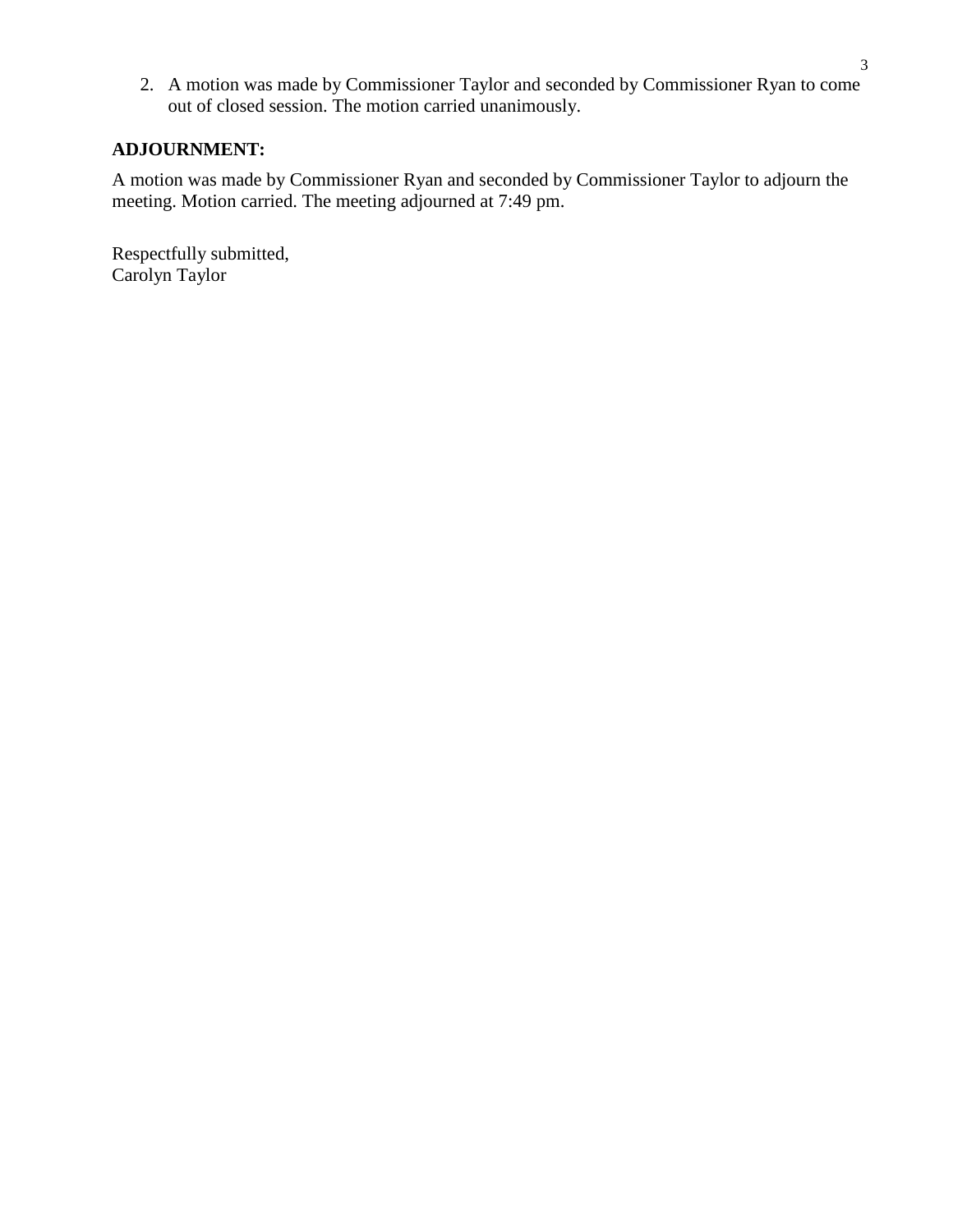2. A motion was made by Commissioner Taylor and seconded by Commissioner Ryan to come out of closed session. The motion carried unanimously.

**ADJOURNMENT:**

A motion was made by Commissioner Ryan and seconded by Commissioner Taylor to adjourn the meeting. Motion carried. The meeting adjourned at 7:49 pm.

Respectfully submitted,
Carolyn Taylor